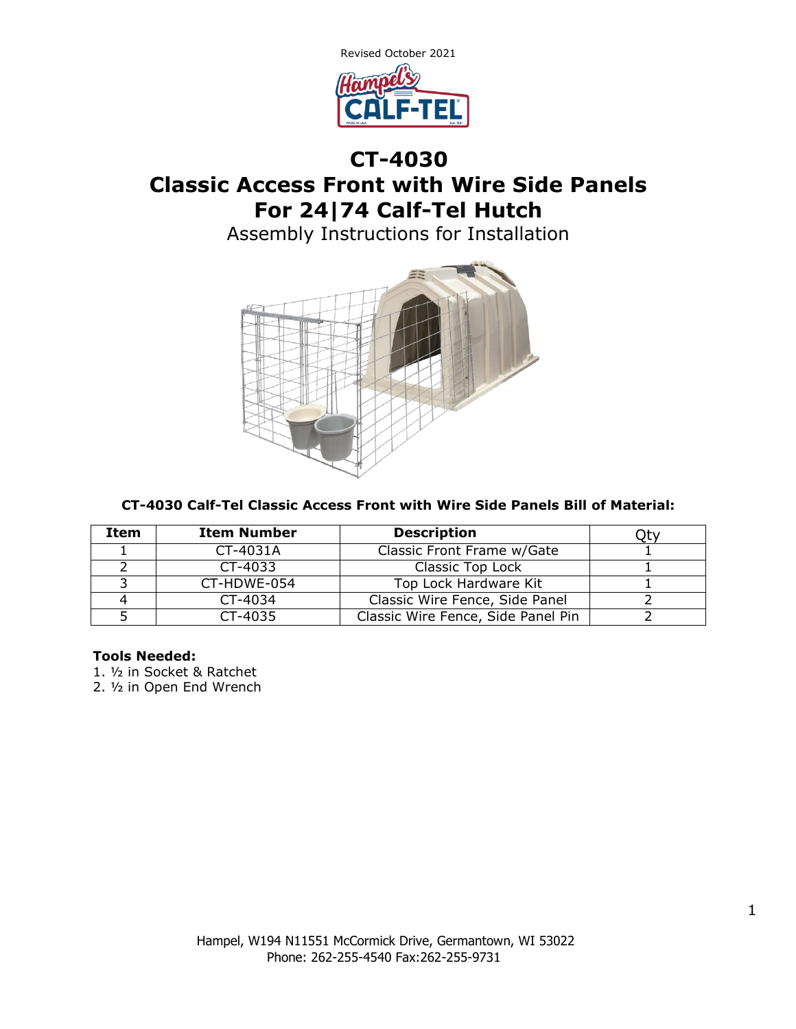Revised October 2021

# CT-4030
# Classic Access Front with Wire Side Panels
# For 24|74 Calf-Tel Hutch

Assembly Instructions for Installation

**CT-4030 Calf-Tel Classic Access Front with Wire Side Panels Bill of Material:**

| Item | Item Number | Description | Qty |
|---|---|---|---|
| 1 | CT-4031A | Classic Front Frame w/Gate | 1 |
| 2 | CT-4033 | Classic Top Lock | 1 |
| 3 | CT-HDWE-054 | Top Lock Hardware Kit | 1 |
| 4 | CT-4034 | Classic Wire Fence, Side Panel | 2 |
| 5 | CT-4035 | Classic Wire Fence, Side Panel Pin | 2 |

**Tools Needed:**

1. ½ in Socket & Ratchet
2. ½ in Open End Wrench

Hampel, W194 N11551 McCormick Drive, Germantown, WI 53022
Phone: 262-255-4540 Fax:262-255-9731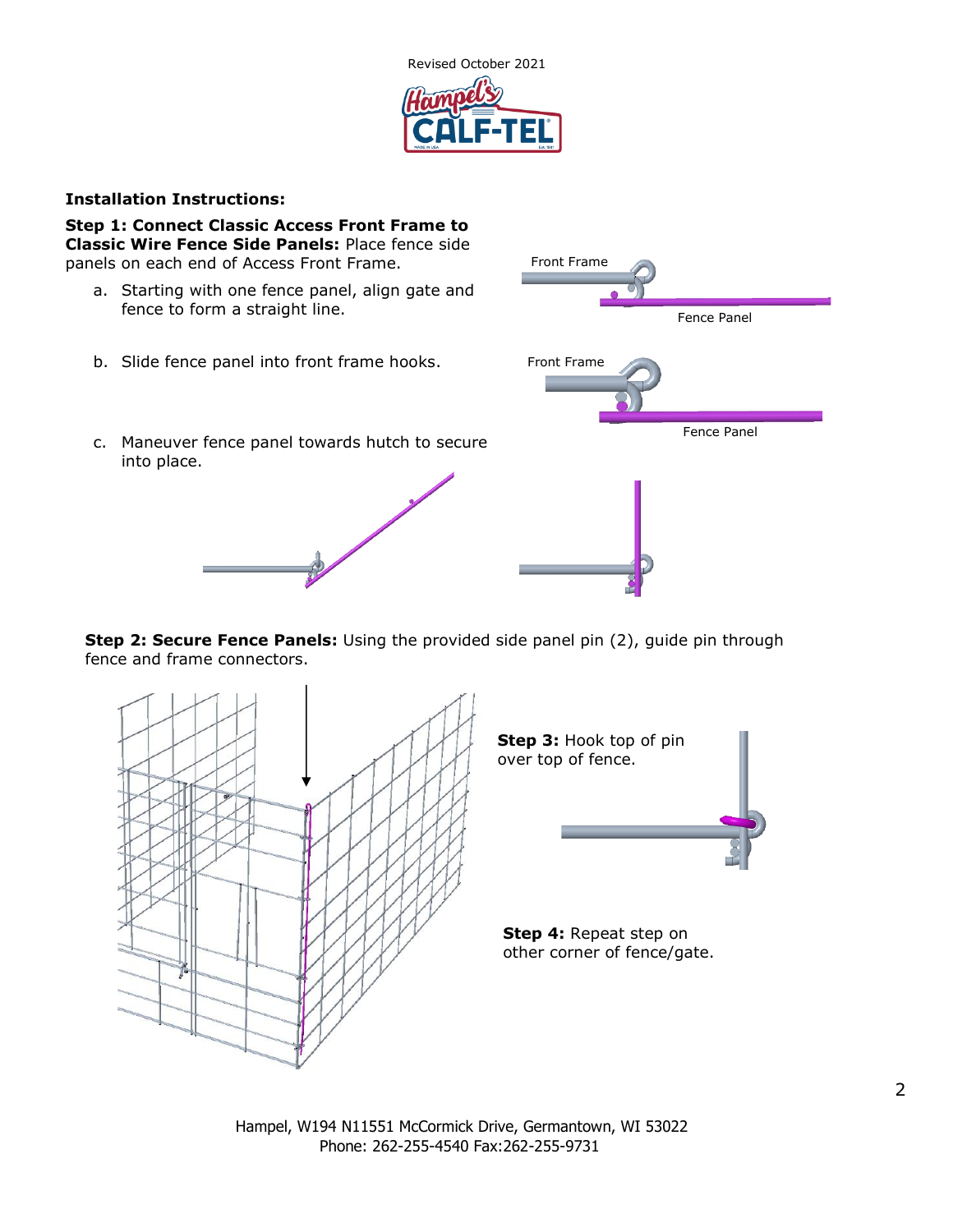Revised October 2021

**Installation Instructions:**

**Step 1: Connect Classic Access Front Frame to Classic Wire Fence Side Panels:** Place fence side panels on each end of Access Front Frame.

a. Starting with one fence panel, align gate and fence to form a straight line.

b. Slide fence panel into front frame hooks.

c. Maneuver fence panel towards hutch to secure into place.

**Step 2: Secure Fence Panels:** Using the provided side panel pin (2), guide pin through fence and frame connectors.

**Step 3:** Hook top of pin over top of fence.

**Step 4:** Repeat step on other corner of fence/gate.

Hampel, W194 N11551 McCormick Drive, Germantown, WI 53022
Phone: 262-255-4540 Fax:262-255-9731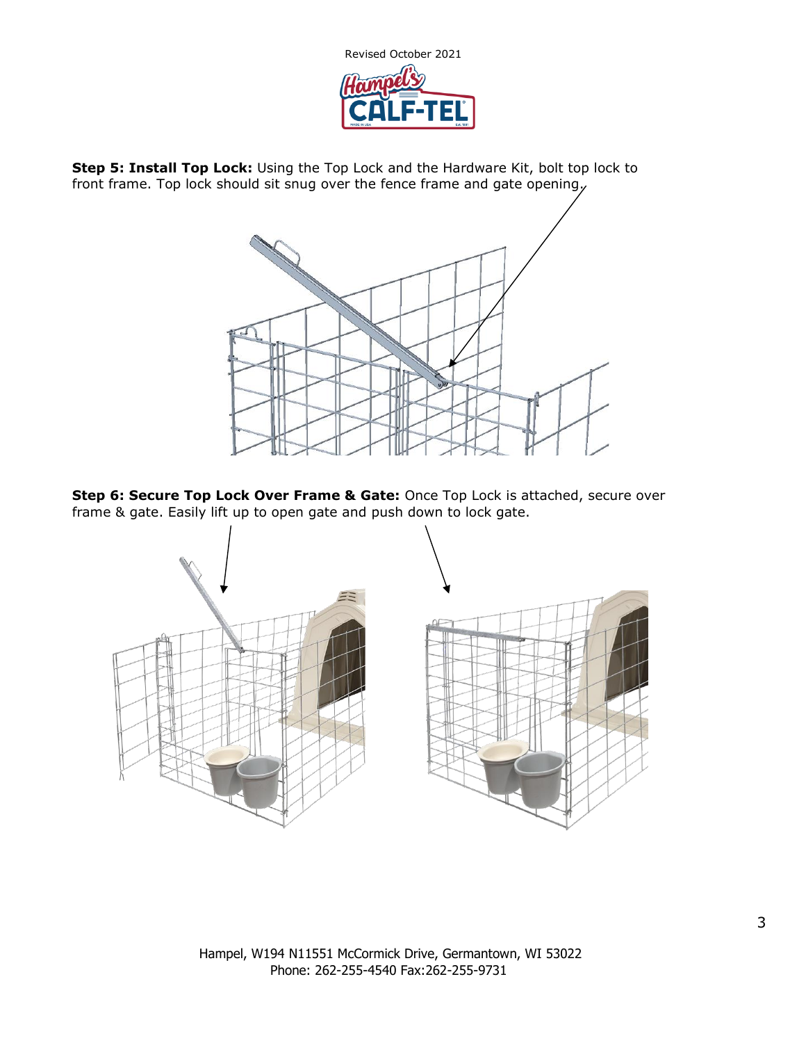**Step 5: Install Top Lock:** Using the Top Lock and the Hardware Kit, bolt top lock to front frame. Top lock should sit snug over the fence frame and gate opening.

**Step 6: Secure Top Lock Over Frame & Gate:** Once Top Lock is attached, secure over frame & gate. Easily lift up to open gate and push down to lock gate.

Hampel, W194 N11551 McCormick Drive, Germantown, WI 53022
Phone: 262-255-4540 Fax:262-255-9731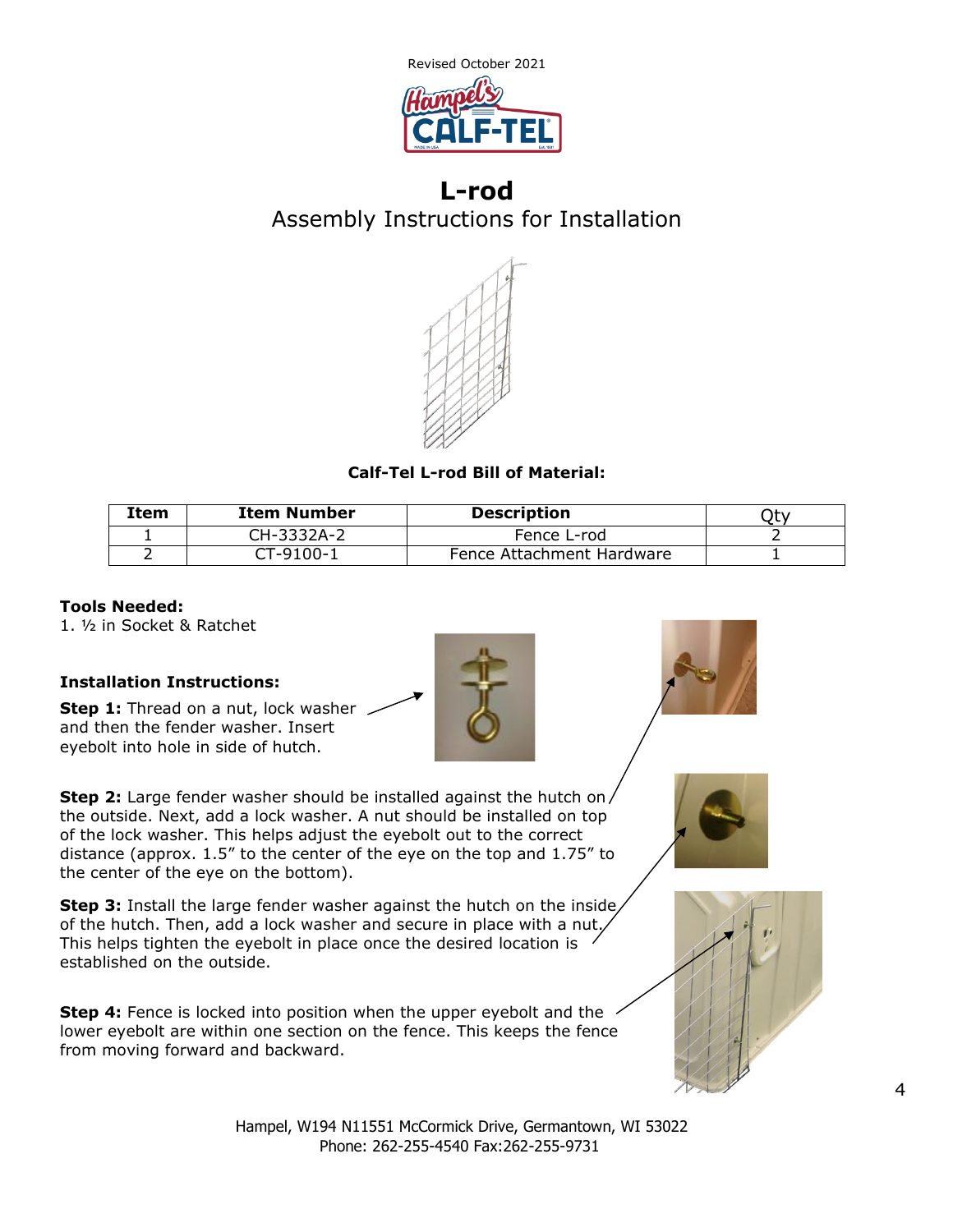Revised October 2021

# L-rod

## Assembly Instructions for Installation

**Calf-Tel L-rod Bill of Material:**

| Item | Item Number | Description | Qty |
|---|---|---|---|
| 1 | CH-3332A-2 | Fence L-rod | 2 |
| 2 | CT-9100-1 | Fence Attachment Hardware | 1 |

**Tools Needed:**

1. ½ in Socket & Ratchet

**Installation Instructions:**

**Step 1:** Thread on a nut, lock washer and then the fender washer. Insert eyebolt into hole in side of hutch.

**Step 2:** Large fender washer should be installed against the hutch on the outside. Next, add a lock washer. A nut should be installed on top of the lock washer. This helps adjust the eyebolt out to the correct distance (approx. 1.5" to the center of the eye on the top and 1.75" to the center of the eye on the bottom).

**Step 3:** Install the large fender washer against the hutch on the inside of the hutch. Then, add a lock washer and secure in place with a nut. This helps tighten the eyebolt in place once the desired location is established on the outside.

**Step 4:** Fence is locked into position when the upper eyebolt and the lower eyebolt are within one section on the fence. This keeps the fence from moving forward and backward.

Hampel, W194 N11551 McCormick Drive, Germantown, WI 53022
Phone: 262-255-4540 Fax:262-255-9731